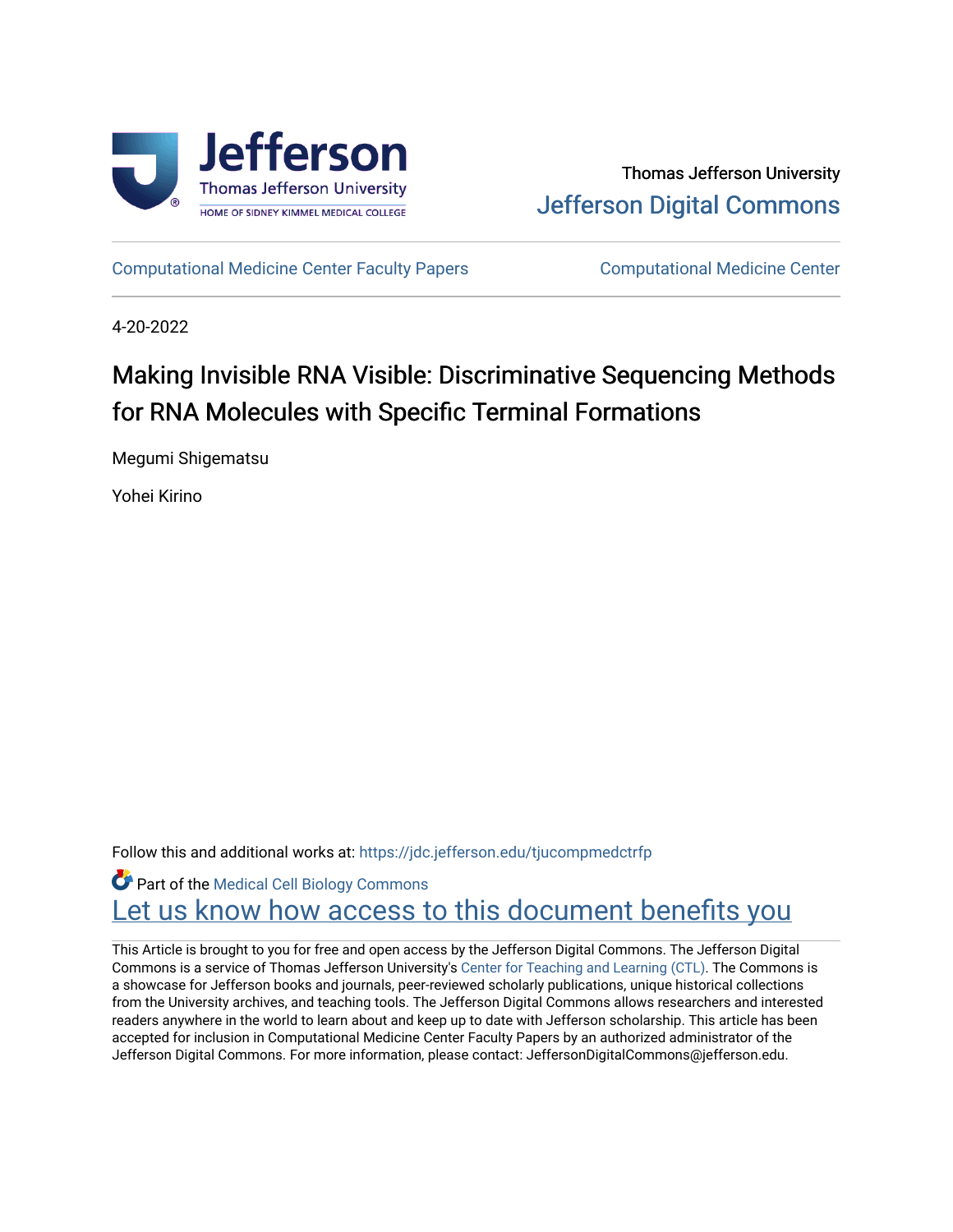Thomas Jefferson University

Jefferson Digital Commons

Computational Medicine Center Faculty Papers | Computational Medicine Center

4-20-2022

# Making Invisible RNA Visible: Discriminative Sequencing Methods for RNA Molecules with Specific Terminal Formations

Megumi Shigematsu

Yohei Kirino

Follow this and additional works at: https://jdc.jefferson.edu/tjucompmedctrfp

Part of the Medical Cell Biology Commons

Let us know how access to this document benefits you

This Article is brought to you for free and open access by the Jefferson Digital Commons. The Jefferson Digital Commons is a service of Thomas Jefferson University's Center for Teaching and Learning (CTL). The Commons is a showcase for Jefferson books and journals, peer-reviewed scholarly publications, unique historical collections from the University archives, and teaching tools. The Jefferson Digital Commons allows researchers and interested readers anywhere in the world to learn about and keep up to date with Jefferson scholarship. This article has been accepted for inclusion in Computational Medicine Center Faculty Papers by an authorized administrator of the Jefferson Digital Commons. For more information, please contact: JeffersonDigitalCommons@jefferson.edu.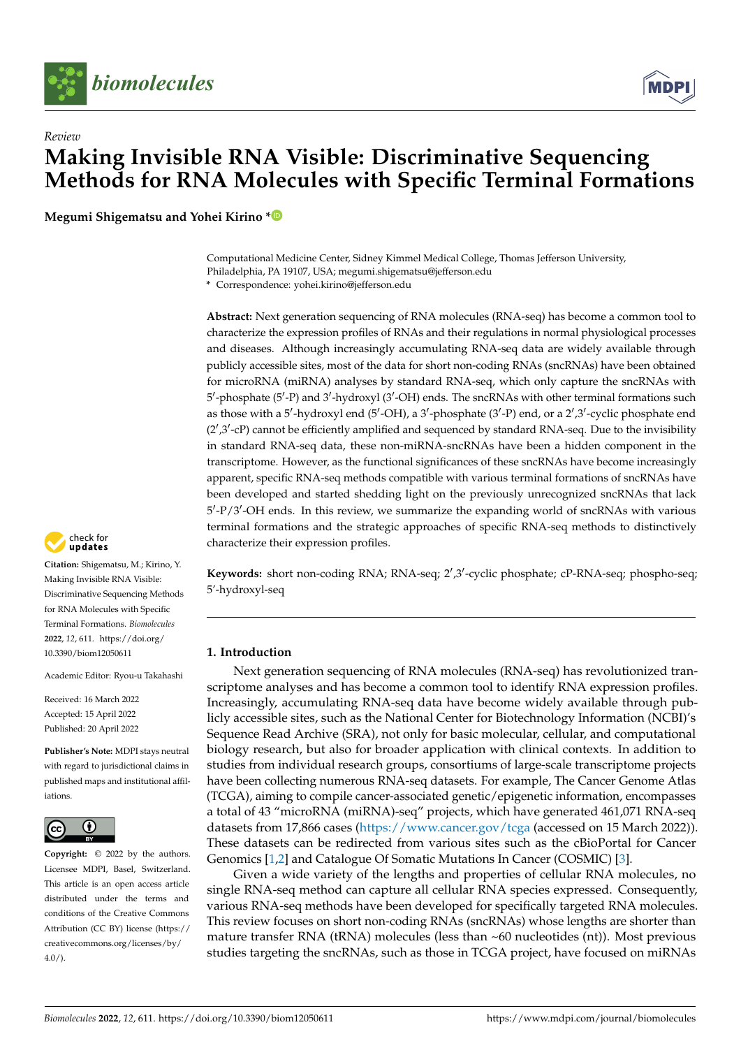# Making Invisible RNA Visible: Discriminative Sequencing Methods for RNA Molecules with Specific Terminal Formations

**Megumi Shigematsu and Yohei Kirino** *

Computational Medicine Center, Sidney Kimmel Medical College, Thomas Jefferson University, Philadelphia, PA 19107, USA; megumi.shigematsu@jefferson.edu

\* Correspondence: yohei.kirino@jefferson.edu

**Abstract:** Next generation sequencing of RNA molecules (RNA-seq) has become a common tool to characterize the expression profiles of RNAs and their regulations in normal physiological processes and diseases. Although increasingly accumulating RNA-seq data are widely available through publicly accessible sites, most of the data for short non-coding RNAs (sncRNAs) have been obtained for microRNA (miRNA) analyses by standard RNA-seq, which only capture the sncRNAs with 5′-phosphate (5′-P) and 3′-hydroxyl (3′-OH) ends. The sncRNAs with other terminal formations such as those with a 5′-hydroxyl end (5′-OH), a 3′-phosphate (3′-P) end, or a 2′,3′-cyclic phosphate end (2′,3′-cP) cannot be efficiently amplified and sequenced by standard RNA-seq. Due to the invisibility in standard RNA-seq data, these non-miRNA-sncRNAs have been a hidden component in the transcriptome. However, as the functional significances of these sncRNAs have become increasingly apparent, specific RNA-seq methods compatible with various terminal formations of sncRNAs have been developed and started shedding light on the previously unrecognized sncRNAs that lack 5′-P/3′-OH ends. In this review, we summarize the expanding world of sncRNAs with various terminal formations and the strategic approaches of specific RNA-seq methods to distinctively characterize their expression profiles.

**Keywords:** short non-coding RNA; RNA-seq; 2′,3′-cyclic phosphate; cP-RNA-seq; phospho-seq; 5′-hydroxyl-seq

**Citation:** Shigematsu, M.; Kirino, Y. Making Invisible RNA Visible: Discriminative Sequencing Methods for RNA Molecules with Specific Terminal Formations. *Biomolecules* **2022**, *12*, 611. https://doi.org/10.3390/biom12050611

Academic Editor: Ryou-u Takahashi

Received: 16 March 2022
Accepted: 15 April 2022
Published: 20 April 2022

**Publisher's Note:** MDPI stays neutral with regard to jurisdictional claims in published maps and institutional affiliations.

**Copyright:** © 2022 by the authors. Licensee MDPI, Basel, Switzerland. This article is an open access article distributed under the terms and conditions of the Creative Commons Attribution (CC BY) license (https://creativecommons.org/licenses/by/4.0/).

## 1. Introduction

Next generation sequencing of RNA molecules (RNA-seq) has revolutionized transcriptome analyses and has become a common tool to identify RNA expression profiles. Increasingly, accumulating RNA-seq data have become widely available through publicly accessible sites, such as the National Center for Biotechnology Information (NCBI)'s Sequence Read Archive (SRA), not only for basic molecular, cellular, and computational biology research, but also for broader application with clinical contexts. In addition to studies from individual research groups, consortiums of large-scale transcriptome projects have been collecting numerous RNA-seq datasets. For example, The Cancer Genome Atlas (TCGA), aiming to compile cancer-associated genetic/epigenetic information, encompasses a total of 43 "microRNA (miRNA)-seq" projects, which have generated 461,071 RNA-seq datasets from 17,866 cases (https://www.cancer.gov/tcga (accessed on 15 March 2022)). These datasets can be redirected from various sites such as the cBioPortal for Cancer Genomics [1,2] and Catalogue Of Somatic Mutations In Cancer (COSMIC) [3].

Given a wide variety of the lengths and properties of cellular RNA molecules, no single RNA-seq method can capture all cellular RNA species expressed. Consequently, various RNA-seq methods have been developed for specifically targeted RNA molecules. This review focuses on short non-coding RNAs (sncRNAs) whose lengths are shorter than mature transfer RNA (tRNA) molecules (less than ~60 nucleotides (nt)). Most previous studies targeting the sncRNAs, such as those in TCGA project, have focused on miRNAs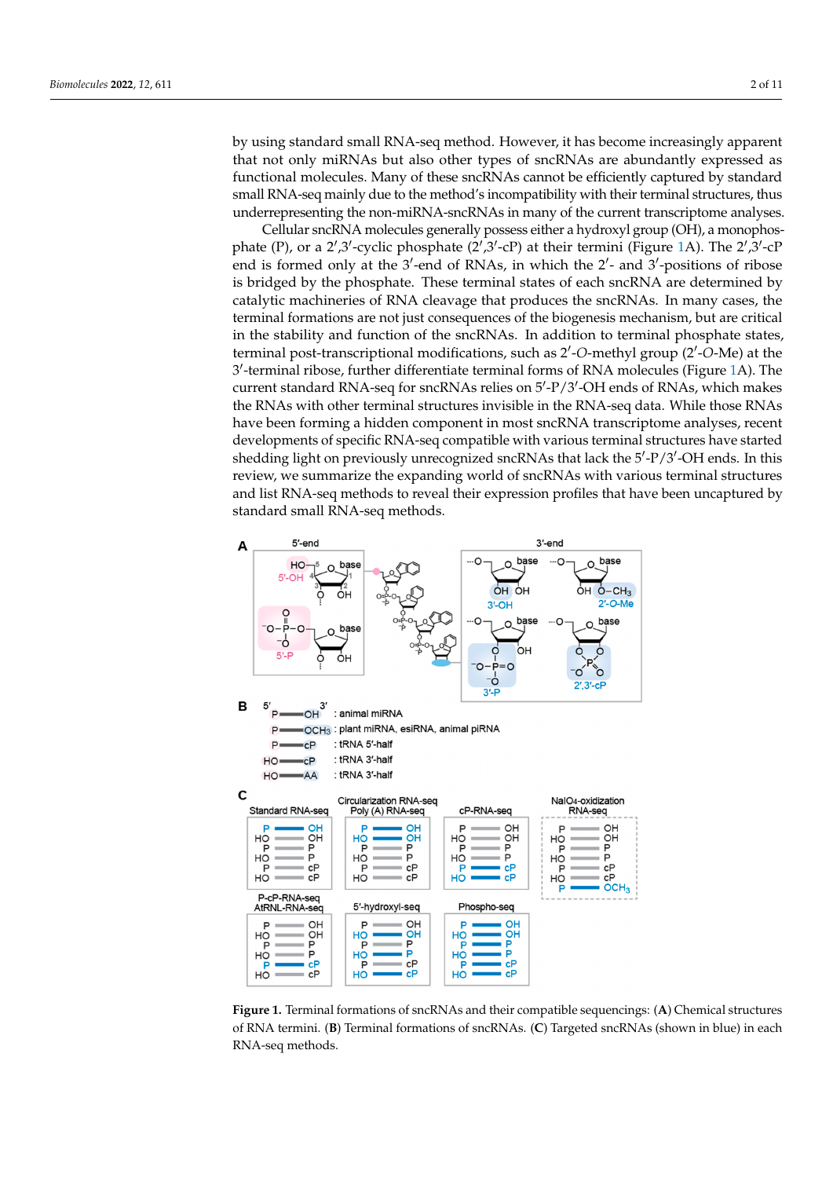by using standard small RNA-seq method. However, it has become increasingly apparent that not only miRNAs but also other types of sncRNAs are abundantly expressed as functional molecules. Many of these sncRNAs cannot be efficiently captured by standard small RNA-seq mainly due to the method's incompatibility with their terminal structures, thus underrepresenting the non-miRNA-sncRNAs in many of the current transcriptome analyses.

Cellular sncRNA molecules generally possess either a hydroxyl group (OH), a monophosphate (P), or a 2′,3′-cyclic phosphate (2′,3′-cP) at their termini (Figure 1A). The 2′,3′-cP end is formed only at the 3′-end of RNAs, in which the 2′- and 3′-positions of ribose is bridged by the phosphate. These terminal states of each sncRNA are determined by catalytic machineries of RNA cleavage that produces the sncRNAs. In many cases, the terminal formations are not just consequences of the biogenesis mechanism, but are critical in the stability and function of the sncRNAs. In addition to terminal phosphate states, terminal post-transcriptional modifications, such as 2′-*O*-methyl group (2′-*O*-Me) at the 3′-terminal ribose, further differentiate terminal forms of RNA molecules (Figure 1A). The current standard RNA-seq for sncRNAs relies on 5′-P/3′-OH ends of RNAs, which makes the RNAs with other terminal structures invisible in the RNA-seq data. While those RNAs have been forming a hidden component in most sncRNA transcriptome analyses, recent developments of specific RNA-seq compatible with various terminal structures have started shedding light on previously unrecognized sncRNAs that lack the 5′-P/3′-OH ends. In this review, we summarize the expanding world of sncRNAs with various terminal structures and list RNA-seq methods to reveal their expression profiles that have been uncaptured by standard small RNA-seq methods.

**Figure 1.** Terminal formations of sncRNAs and their compatible sequencings: (**A**) Chemical structures of RNA termini. (**B**) Terminal formations of sncRNAs. (**C**) Targeted sncRNAs (shown in blue) in each RNA-seq methods.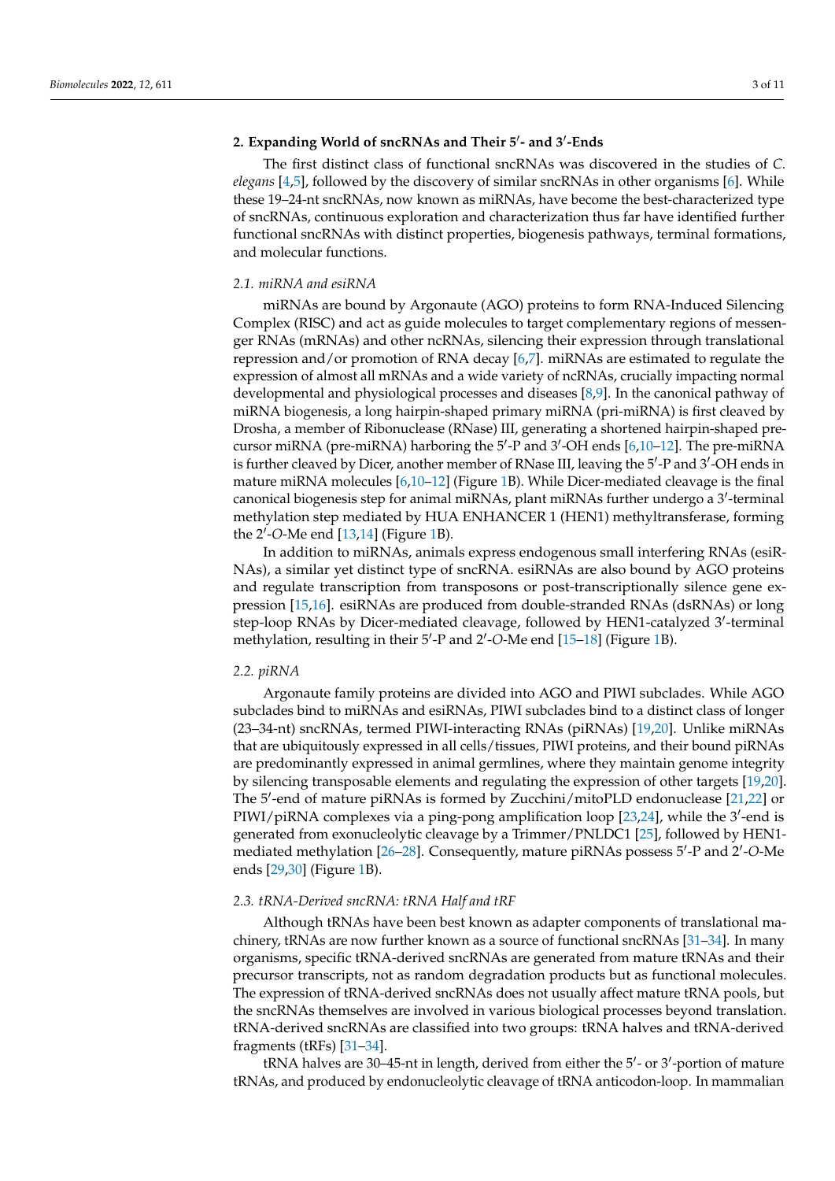## 2. Expanding World of sncRNAs and Their 5′- and 3′-Ends

The first distinct class of functional sncRNAs was discovered in the studies of *C. elegans* [4,5], followed by the discovery of similar sncRNAs in other organisms [6]. While these 19–24-nt sncRNAs, now known as miRNAs, have become the best-characterized type of sncRNAs, continuous exploration and characterization thus far have identified further functional sncRNAs with distinct properties, biogenesis pathways, terminal formations, and molecular functions.

### 2.1. miRNA and esiRNA

miRNAs are bound by Argonaute (AGO) proteins to form RNA-Induced Silencing Complex (RISC) and act as guide molecules to target complementary regions of messenger RNAs (mRNAs) and other ncRNAs, silencing their expression through translational repression and/or promotion of RNA decay [6,7]. miRNAs are estimated to regulate the expression of almost all mRNAs and a wide variety of ncRNAs, crucially impacting normal developmental and physiological processes and diseases [8,9]. In the canonical pathway of miRNA biogenesis, a long hairpin-shaped primary miRNA (pri-miRNA) is first cleaved by Drosha, a member of Ribonuclease (RNase) III, generating a shortened hairpin-shaped precursor miRNA (pre-miRNA) harboring the 5′-P and 3′-OH ends [6,10–12]. The pre-miRNA is further cleaved by Dicer, another member of RNase III, leaving the 5′-P and 3′-OH ends in mature miRNA molecules [6,10–12] (Figure 1B). While Dicer-mediated cleavage is the final canonical biogenesis step for animal miRNAs, plant miRNAs further undergo a 3′-terminal methylation step mediated by HUA ENHANCER 1 (HEN1) methyltransferase, forming the 2′-*O*-Me end [13,14] (Figure 1B).

In addition to miRNAs, animals express endogenous small interfering RNAs (esiRNAs), a similar yet distinct type of sncRNA. esiRNAs are also bound by AGO proteins and regulate transcription from transposons or post-transcriptionally silence gene expression [15,16]. esiRNAs are produced from double-stranded RNAs (dsRNAs) or long step-loop RNAs by Dicer-mediated cleavage, followed by HEN1-catalyzed 3′-terminal methylation, resulting in their 5′-P and 2′-*O*-Me end [15–18] (Figure 1B).

### 2.2. piRNA

Argonaute family proteins are divided into AGO and PIWI subclades. While AGO subclades bind to miRNAs and esiRNAs, PIWI subclades bind to a distinct class of longer (23–34-nt) sncRNAs, termed PIWI-interacting RNAs (piRNAs) [19,20]. Unlike miRNAs that are ubiquitously expressed in all cells/tissues, PIWI proteins, and their bound piRNAs are predominantly expressed in animal germlines, where they maintain genome integrity by silencing transposable elements and regulating the expression of other targets [19,20]. The 5′-end of mature piRNAs is formed by Zucchini/mitoPLD endonuclease [21,22] or PIWI/piRNA complexes via a ping-pong amplification loop [23,24], while the 3′-end is generated from exonucleolytic cleavage by a Trimmer/PNLDC1 [25], followed by HEN1-mediated methylation [26–28]. Consequently, mature piRNAs possess 5′-P and 2′-*O*-Me ends [29,30] (Figure 1B).

### 2.3. tRNA-Derived sncRNA: tRNA Half and tRF

Although tRNAs have been best known as adapter components of translational machinery, tRNAs are now further known as a source of functional sncRNAs [31–34]. In many organisms, specific tRNA-derived sncRNAs are generated from mature tRNAs and their precursor transcripts, not as random degradation products but as functional molecules. The expression of tRNA-derived sncRNAs does not usually affect mature tRNA pools, but the sncRNAs themselves are involved in various biological processes beyond translation. tRNA-derived sncRNAs are classified into two groups: tRNA halves and tRNA-derived fragments (tRFs) [31–34].

tRNA halves are 30–45-nt in length, derived from either the 5′- or 3′-portion of mature tRNAs, and produced by endonucleolytic cleavage of tRNA anticodon-loop. In mammalian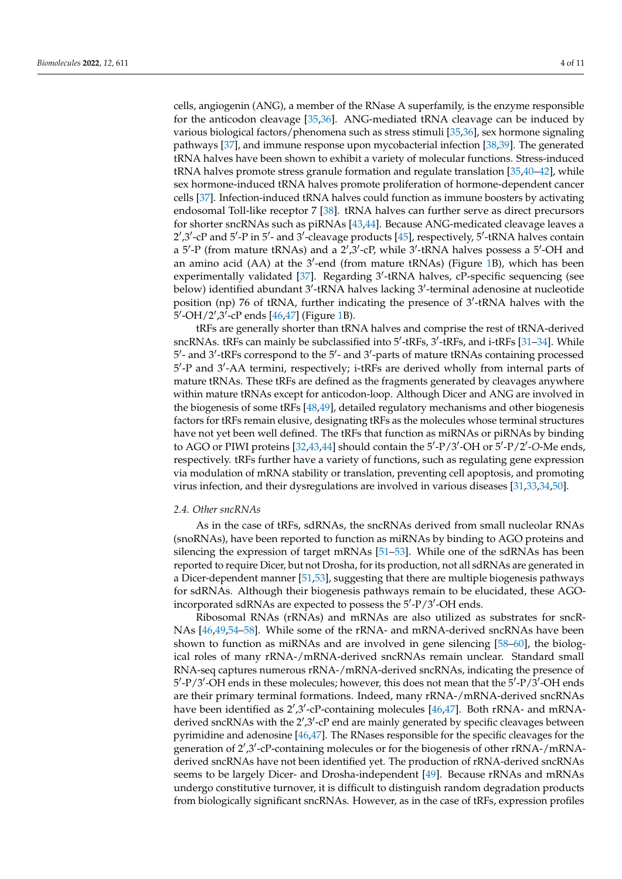cells, angiogenin (ANG), a member of the RNase A superfamily, is the enzyme responsible for the anticodon cleavage [35,36]. ANG-mediated tRNA cleavage can be induced by various biological factors/phenomena such as stress stimuli [35,36], sex hormone signaling pathways [37], and immune response upon mycobacterial infection [38,39]. The generated tRNA halves have been shown to exhibit a variety of molecular functions. Stress-induced tRNA halves promote stress granule formation and regulate translation [35,40–42], while sex hormone-induced tRNA halves promote proliferation of hormone-dependent cancer cells [37]. Infection-induced tRNA halves could function as immune boosters by activating endosomal Toll-like receptor 7 [38]. tRNA halves can further serve as direct precursors for shorter sncRNAs such as piRNAs [43,44]. Because ANG-medicated cleavage leaves a 2′,3′-cP and 5′-P in 5′- and 3′-cleavage products [45], respectively, 5′-tRNA halves contain a 5′-P (from mature tRNAs) and a 2′,3′-cP, while 3′-tRNA halves possess a 5′-OH and an amino acid (AA) at the 3′-end (from mature tRNAs) (Figure 1B), which has been experimentally validated [37]. Regarding 3′-tRNA halves, cP-specific sequencing (see below) identified abundant 3′-tRNA halves lacking 3′-terminal adenosine at nucleotide position (np) 76 of tRNA, further indicating the presence of 3′-tRNA halves with the 5′-OH/2′,3′-cP ends [46,47] (Figure 1B).

tRFs are generally shorter than tRNA halves and comprise the rest of tRNA-derived sncRNAs. tRFs can mainly be subclassified into 5′-tRFs, 3′-tRFs, and i-tRFs [31–34]. While 5′- and 3′-tRFs correspond to the 5′- and 3′-parts of mature tRNAs containing processed 5′-P and 3′-AA termini, respectively; i-tRFs are derived wholly from internal parts of mature tRNAs. These tRFs are defined as the fragments generated by cleavages anywhere within mature tRNAs except for anticodon-loop. Although Dicer and ANG are involved in the biogenesis of some tRFs [48,49], detailed regulatory mechanisms and other biogenesis factors for tRFs remain elusive, designating tRFs as the molecules whose terminal structures have not yet been well defined. The tRFs that function as miRNAs or piRNAs by binding to AGO or PIWI proteins [32,43,44] should contain the 5′-P/3′-OH or 5′-P/2′-*O*-Me ends, respectively. tRFs further have a variety of functions, such as regulating gene expression via modulation of mRNA stability or translation, preventing cell apoptosis, and promoting virus infection, and their dysregulations are involved in various diseases [31,33,34,50].

### 2.4. Other sncRNAs

As in the case of tRFs, sdRNAs, the sncRNAs derived from small nucleolar RNAs (snoRNAs), have been reported to function as miRNAs by binding to AGO proteins and silencing the expression of target mRNAs [51–53]. While one of the sdRNAs has been reported to require Dicer, but not Drosha, for its production, not all sdRNAs are generated in a Dicer-dependent manner [51,53], suggesting that there are multiple biogenesis pathways for sdRNAs. Although their biogenesis pathways remain to be elucidated, these AGO-incorporated sdRNAs are expected to possess the 5′-P/3′-OH ends.

Ribosomal RNAs (rRNAs) and mRNAs are also utilized as substrates for sncRNAs [46,49,54–58]. While some of the rRNA- and mRNA-derived sncRNAs have been shown to function as miRNAs and are involved in gene silencing [58–60], the biological roles of many rRNA-/mRNA-derived sncRNAs remain unclear. Standard small RNA-seq captures numerous rRNA-/mRNA-derived sncRNAs, indicating the presence of 5′-P/3′-OH ends in these molecules; however, this does not mean that the 5′-P/3′-OH ends are their primary terminal formations. Indeed, many rRNA-/mRNA-derived sncRNAs have been identified as 2′,3′-cP-containing molecules [46,47]. Both rRNA- and mRNA-derived sncRNAs with the 2′,3′-cP end are mainly generated by specific cleavages between pyrimidine and adenosine [46,47]. The RNases responsible for the specific cleavages for the generation of 2′,3′-cP-containing molecules or for the biogenesis of other rRNA-/mRNA-derived sncRNAs have not been identified yet. The production of rRNA-derived sncRNAs seems to be largely Dicer- and Drosha-independent [49]. Because rRNAs and mRNAs undergo constitutive turnover, it is difficult to distinguish random degradation products from biologically significant sncRNAs. However, as in the case of tRFs, expression profiles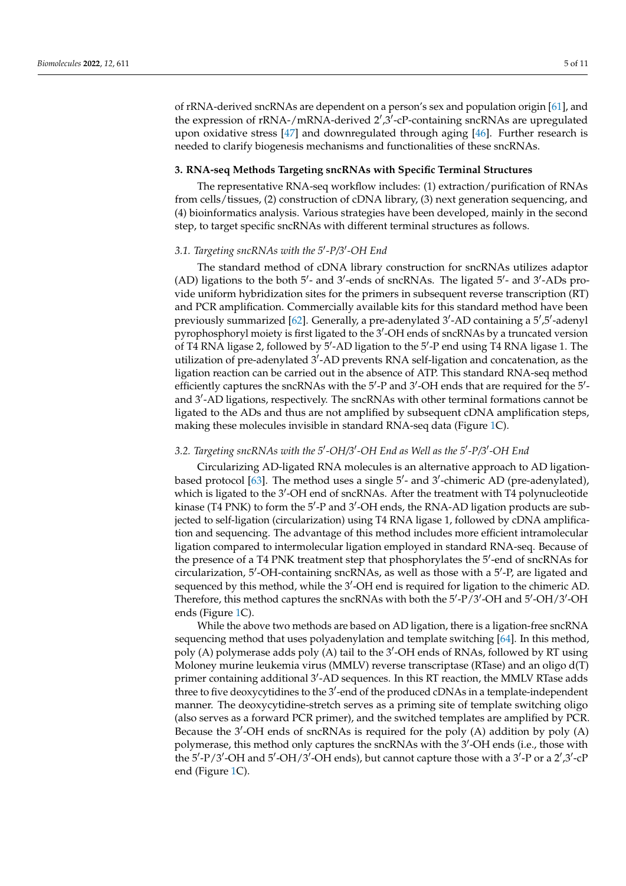of rRNA-derived sncRNAs are dependent on a person's sex and population origin [61], and the expression of rRNA-/mRNA-derived 2′,3′-cP-containing sncRNAs are upregulated upon oxidative stress [47] and downregulated through aging [46]. Further research is needed to clarify biogenesis mechanisms and functionalities of these sncRNAs.

## 3. RNA-seq Methods Targeting sncRNAs with Specific Terminal Structures

The representative RNA-seq workflow includes: (1) extraction/purification of RNAs from cells/tissues, (2) construction of cDNA library, (3) next generation sequencing, and (4) bioinformatics analysis. Various strategies have been developed, mainly in the second step, to target specific sncRNAs with different terminal structures as follows.

### *3.1. Targeting sncRNAs with the 5′-P/3′-OH End*

The standard method of cDNA library construction for sncRNAs utilizes adaptor (AD) ligations to the both 5′- and 3′-ends of sncRNAs. The ligated 5′- and 3′-ADs provide uniform hybridization sites for the primers in subsequent reverse transcription (RT) and PCR amplification. Commercially available kits for this standard method have been previously summarized [62]. Generally, a pre-adenylated 3′-AD containing a 5′,5′-adenyl pyrophosphoryl moiety is first ligated to the 3′-OH ends of sncRNAs by a truncated version of T4 RNA ligase 2, followed by 5′-AD ligation to the 5′-P end using T4 RNA ligase 1. The utilization of pre-adenylated 3′-AD prevents RNA self-ligation and concatenation, as the ligation reaction can be carried out in the absence of ATP. This standard RNA-seq method efficiently captures the sncRNAs with the 5′-P and 3′-OH ends that are required for the 5′- and 3′-AD ligations, respectively. The sncRNAs with other terminal formations cannot be ligated to the ADs and thus are not amplified by subsequent cDNA amplification steps, making these molecules invisible in standard RNA-seq data (Figure 1C).

### *3.2. Targeting sncRNAs with the 5′-OH/3′-OH End as Well as the 5′-P/3′-OH End*

Circularizing AD-ligated RNA molecules is an alternative approach to AD ligation-based protocol [63]. The method uses a single 5′- and 3′-chimeric AD (pre-adenylated), which is ligated to the 3′-OH end of sncRNAs. After the treatment with T4 polynucleotide kinase (T4 PNK) to form the 5′-P and 3′-OH ends, the RNA-AD ligation products are subjected to self-ligation (circularization) using T4 RNA ligase 1, followed by cDNA amplification and sequencing. The advantage of this method includes more efficient intramolecular ligation compared to intermolecular ligation employed in standard RNA-seq. Because of the presence of a T4 PNK treatment step that phosphorylates the 5′-end of sncRNAs for circularization, 5′-OH-containing sncRNAs, as well as those with a 5′-P, are ligated and sequenced by this method, while the 3′-OH end is required for ligation to the chimeric AD. Therefore, this method captures the sncRNAs with both the 5′-P/3′-OH and 5′-OH/3′-OH ends (Figure 1C).

While the above two methods are based on AD ligation, there is a ligation-free sncRNA sequencing method that uses polyadenylation and template switching [64]. In this method, poly (A) polymerase adds poly (A) tail to the 3′-OH ends of RNAs, followed by RT using Moloney murine leukemia virus (MMLV) reverse transcriptase (RTase) and an oligo d(T) primer containing additional 3′-AD sequences. In this RT reaction, the MMLV RTase adds three to five deoxycytidines to the 3′-end of the produced cDNAs in a template-independent manner. The deoxycytidine-stretch serves as a priming site of template switching oligo (also serves as a forward PCR primer), and the switched templates are amplified by PCR. Because the 3′-OH ends of sncRNAs is required for the poly (A) addition by poly (A) polymerase, this method only captures the sncRNAs with the 3′-OH ends (i.e., those with the 5′-P/3′-OH and 5′-OH/3′-OH ends), but cannot capture those with a 3′-P or a 2′,3′-cP end (Figure 1C).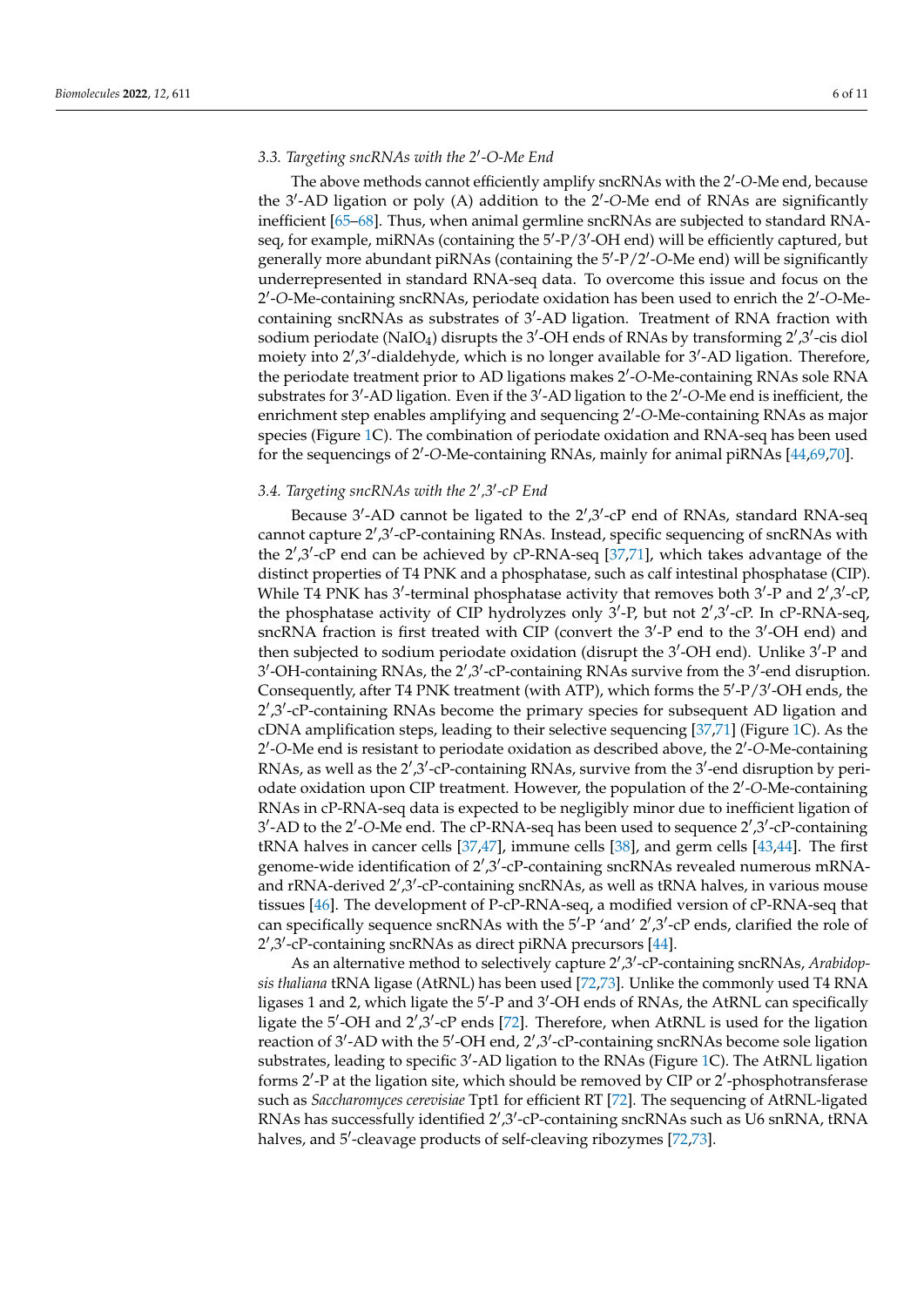### 3.3. Targeting sncRNAs with the 2′-*O*-Me End

The above methods cannot efficiently amplify sncRNAs with the 2′-*O*-Me end, because the 3′-AD ligation or poly (A) addition to the 2′-*O*-Me end of RNAs are significantly inefficient [65–68]. Thus, when animal germline sncRNAs are subjected to standard RNA-seq, for example, miRNAs (containing the 5′-P/3′-OH end) will be efficiently captured, but generally more abundant piRNAs (containing the 5′-P/2′-*O*-Me end) will be significantly underrepresented in standard RNA-seq data. To overcome this issue and focus on the 2′-*O*-Me-containing sncRNAs, periodate oxidation has been used to enrich the 2′-*O*-Me-containing sncRNAs as substrates of 3′-AD ligation. Treatment of RNA fraction with sodium periodate ($NaIO_4$) disrupts the 3′-OH ends of RNAs by transforming 2′,3′-cis diol moiety into 2′,3′-dialdehyde, which is no longer available for 3′-AD ligation. Therefore, the periodate treatment prior to AD ligations makes 2′-*O*-Me-containing RNAs sole RNA substrates for 3′-AD ligation. Even if the 3′-AD ligation to the 2′-*O*-Me end is inefficient, the enrichment step enables amplifying and sequencing 2′-*O*-Me-containing RNAs as major species (Figure 1C). The combination of periodate oxidation and RNA-seq has been used for the sequencings of 2′-*O*-Me-containing RNAs, mainly for animal piRNAs [44,69,70].

### 3.4. Targeting sncRNAs with the 2′,3′-cP End

Because 3′-AD cannot be ligated to the 2′,3′-cP end of RNAs, standard RNA-seq cannot capture 2′,3′-cP-containing RNAs. Instead, specific sequencing of sncRNAs with the 2′,3′-cP end can be achieved by cP-RNA-seq [37,71], which takes advantage of the distinct properties of T4 PNK and a phosphatase, such as calf intestinal phosphatase (CIP). While T4 PNK has 3′-terminal phosphatase activity that removes both 3′-P and 2′,3′-cP, the phosphatase activity of CIP hydrolyzes only 3′-P, but not 2′,3′-cP. In cP-RNA-seq, sncRNA fraction is first treated with CIP (convert the 3′-P end to the 3′-OH end) and then subjected to sodium periodate oxidation (disrupt the 3′-OH end). Unlike 3′-P and 3′-OH-containing RNAs, the 2′,3′-cP-containing RNAs survive from the 3′-end disruption. Consequently, after T4 PNK treatment (with ATP), which forms the 5′-P/3′-OH ends, the 2′,3′-cP-containing RNAs become the primary species for subsequent AD ligation and cDNA amplification steps, leading to their selective sequencing [37,71] (Figure 1C). As the 2′-*O*-Me end is resistant to periodate oxidation as described above, the 2′-*O*-Me-containing RNAs, as well as the 2′,3′-cP-containing RNAs, survive from the 3′-end disruption by periodate oxidation upon CIP treatment. However, the population of the 2′-*O*-Me-containing RNAs in cP-RNA-seq data is expected to be negligibly minor due to inefficient ligation of 3′-AD to the 2′-*O*-Me end. The cP-RNA-seq has been used to sequence 2′,3′-cP-containing tRNA halves in cancer cells [37,47], immune cells [38], and germ cells [43,44]. The first genome-wide identification of 2′,3′-cP-containing sncRNAs revealed numerous mRNA- and rRNA-derived 2′,3′-cP-containing sncRNAs, as well as tRNA halves, in various mouse tissues [46]. The development of P-cP-RNA-seq, a modified version of cP-RNA-seq that can specifically sequence sncRNAs with the 5′-P 'and' 2′,3′-cP ends, clarified the role of 2′,3′-cP-containing sncRNAs as direct piRNA precursors [44].

As an alternative method to selectively capture 2′,3′-cP-containing sncRNAs, *Arabidopsis thaliana* tRNA ligase (AtRNL) has been used [72,73]. Unlike the commonly used T4 RNA ligases 1 and 2, which ligate the 5′-P and 3′-OH ends of RNAs, the AtRNL can specifically ligate the 5′-OH and 2′,3′-cP ends [72]. Therefore, when AtRNL is used for the ligation reaction of 3′-AD with the 5′-OH end, 2′,3′-cP-containing sncRNAs become sole ligation substrates, leading to specific 3′-AD ligation to the RNAs (Figure 1C). The AtRNL ligation forms 2′-P at the ligation site, which should be removed by CIP or 2′-phosphotransferase such as *Saccharomyces cerevisiae* Tpt1 for efficient RT [72]. The sequencing of AtRNL-ligated RNAs has successfully identified 2′,3′-cP-containing sncRNAs such as U6 snRNA, tRNA halves, and 5′-cleavage products of self-cleaving ribozymes [72,73].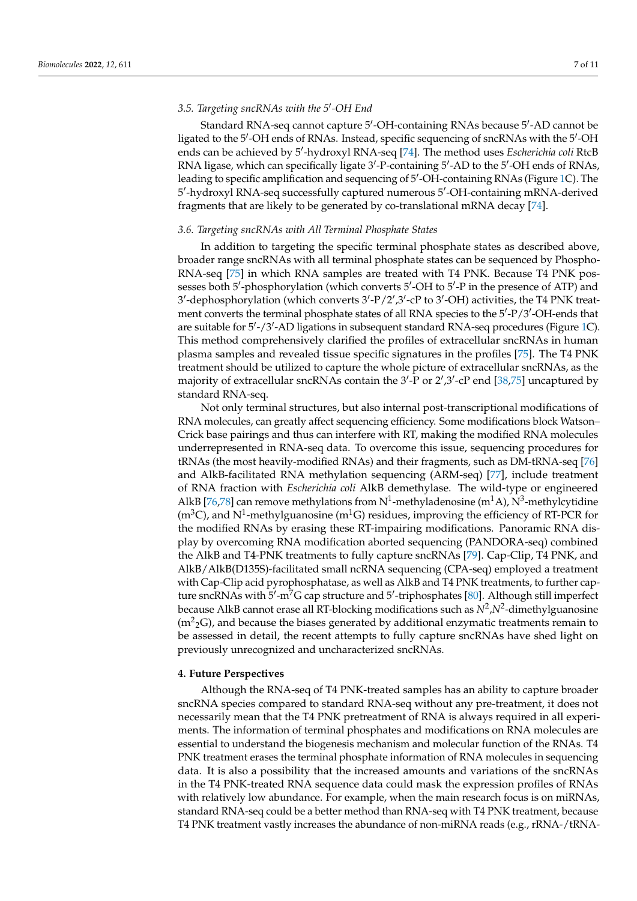### 3.5. Targeting sncRNAs with the 5′-OH End

Standard RNA-seq cannot capture 5′-OH-containing RNAs because 5′-AD cannot be ligated to the 5′-OH ends of RNAs. Instead, specific sequencing of sncRNAs with the 5′-OH ends can be achieved by 5′-hydroxyl RNA-seq [74]. The method uses *Escherichia coli* RtcB RNA ligase, which can specifically ligate 3′-P-containing 5′-AD to the 5′-OH ends of RNAs, leading to specific amplification and sequencing of 5′-OH-containing RNAs (Figure 1C). The 5′-hydroxyl RNA-seq successfully captured numerous 5′-OH-containing mRNA-derived fragments that are likely to be generated by co-translational mRNA decay [74].

### 3.6. Targeting sncRNAs with All Terminal Phosphate States

In addition to targeting the specific terminal phosphate states as described above, broader range sncRNAs with all terminal phosphate states can be sequenced by Phospho-RNA-seq [75] in which RNA samples are treated with T4 PNK. Because T4 PNK possesses both 5′-phosphorylation (which converts 5′-OH to 5′-P in the presence of ATP) and 3′-dephosphorylation (which converts 3′-P/2′,3′-cP to 3′-OH) activities, the T4 PNK treatment converts the terminal phosphate states of all RNA species to the 5′-P/3′-OH-ends that are suitable for 5′-/3′-AD ligations in subsequent standard RNA-seq procedures (Figure 1C). This method comprehensively clarified the profiles of extracellular sncRNAs in human plasma samples and revealed tissue specific signatures in the profiles [75]. The T4 PNK treatment should be utilized to capture the whole picture of extracellular sncRNAs, as the majority of extracellular sncRNAs contain the 3′-P or 2′,3′-cP end [38,75] uncaptured by standard RNA-seq.

Not only terminal structures, but also internal post-transcriptional modifications of RNA molecules, can greatly affect sequencing efficiency. Some modifications block Watson–Crick base pairings and thus can interfere with RT, making the modified RNA molecules underrepresented in RNA-seq data. To overcome this issue, sequencing procedures for tRNAs (the most heavily-modified RNAs) and their fragments, such as DM-tRNA-seq [76] and AlkB-facilitated RNA methylation sequencing (ARM-seq) [77], include treatment of RNA fraction with *Escherichia coli* AlkB demethylase. The wild-type or engineered AlkB [76,78] can remove methylations from $N^1$-methyladenosine ($m^1A$), $N^3$-methylcytidine ($m^3C$), and $N^1$-methylguanosine ($m^1G$) residues, improving the efficiency of RT-PCR for the modified RNAs by erasing these RT-impairing modifications. Panoramic RNA display by overcoming RNA modification aborted sequencing (PANDORA-seq) combined the AlkB and T4-PNK treatments to fully capture sncRNAs [79]. Cap-Clip, T4 PNK, and AlkB/AlkB(D135S)-facilitated small ncRNA sequencing (CPA-seq) employed a treatment with Cap-Clip acid pyrophosphatase, as well as AlkB and T4 PNK treatments, to further capture sncRNAs with 5′-$m^7G$ cap structure and 5′-triphosphates [80]. Although still imperfect because AlkB cannot erase all RT-blocking modifications such as $N^2$,$N^2$-dimethylguanosine ($m^2{}_2G$), and because the biases generated by additional enzymatic treatments remain to be assessed in detail, the recent attempts to fully capture sncRNAs have shed light on previously unrecognized and uncharacterized sncRNAs.

## 4. Future Perspectives

Although the RNA-seq of T4 PNK-treated samples has an ability to capture broader sncRNA species compared to standard RNA-seq without any pre-treatment, it does not necessarily mean that the T4 PNK pretreatment of RNA is always required in all experiments. The information of terminal phosphates and modifications on RNA molecules are essential to understand the biogenesis mechanism and molecular function of the RNAs. T4 PNK treatment erases the terminal phosphate information of RNA molecules in sequencing data. It is also a possibility that the increased amounts and variations of the sncRNAs in the T4 PNK-treated RNA sequence data could mask the expression profiles of RNAs with relatively low abundance. For example, when the main research focus is on miRNAs, standard RNA-seq could be a better method than RNA-seq with T4 PNK treatment, because T4 PNK treatment vastly increases the abundance of non-miRNA reads (e.g., rRNA-/tRNA-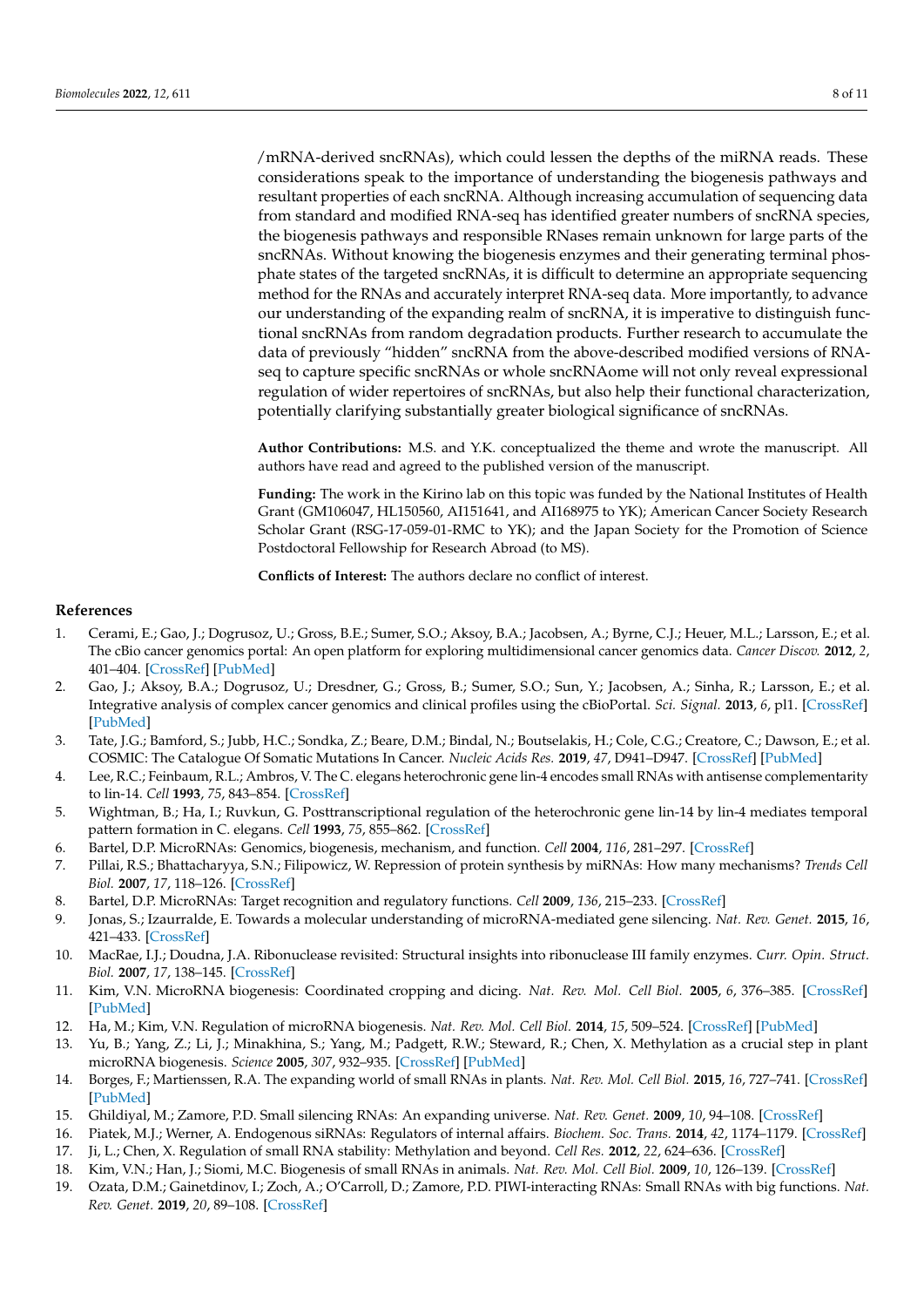/mRNA-derived sncRNAs), which could lessen the depths of the miRNA reads. These considerations speak to the importance of understanding the biogenesis pathways and resultant properties of each sncRNA. Although increasing accumulation of sequencing data from standard and modified RNA-seq has identified greater numbers of sncRNA species, the biogenesis pathways and responsible RNases remain unknown for large parts of the sncRNAs. Without knowing the biogenesis enzymes and their generating terminal phosphate states of the targeted sncRNAs, it is difficult to determine an appropriate sequencing method for the RNAs and accurately interpret RNA-seq data. More importantly, to advance our understanding of the expanding realm of sncRNA, it is imperative to distinguish functional sncRNAs from random degradation products. Further research to accumulate the data of previously "hidden" sncRNA from the above-described modified versions of RNA-seq to capture specific sncRNAs or whole sncRNAome will not only reveal expressional regulation of wider repertoires of sncRNAs, but also help their functional characterization, potentially clarifying substantially greater biological significance of sncRNAs.

**Author Contributions:** M.S. and Y.K. conceptualized the theme and wrote the manuscript. All authors have read and agreed to the published version of the manuscript.

**Funding:** The work in the Kirino lab on this topic was funded by the National Institutes of Health Grant (GM106047, HL150560, AI151641, and AI168975 to YK); American Cancer Society Research Scholar Grant (RSG-17-059-01-RMC to YK); and the Japan Society for the Promotion of Science Postdoctoral Fellowship for Research Abroad (to MS).

**Conflicts of Interest:** The authors declare no conflict of interest.

## References

1. Cerami, E.; Gao, J.; Dogrusoz, U.; Gross, B.E.; Sumer, S.O.; Aksoy, B.A.; Jacobsen, A.; Byrne, C.J.; Heuer, M.L.; Larsson, E.; et al. The cBio cancer genomics portal: An open platform for exploring multidimensional cancer genomics data. *Cancer Discov.* **2012**, *2*, 401–404. [CrossRef] [PubMed]
2. Gao, J.; Aksoy, B.A.; Dogrusoz, U.; Dresdner, G.; Gross, B.; Sumer, S.O.; Sun, Y.; Jacobsen, A.; Sinha, R.; Larsson, E.; et al. Integrative analysis of complex cancer genomics and clinical profiles using the cBioPortal. *Sci. Signal.* **2013**, *6*, pl1. [CrossRef] [PubMed]
3. Tate, J.G.; Bamford, S.; Jubb, H.C.; Sondka, Z.; Beare, D.M.; Bindal, N.; Boutselakis, H.; Cole, C.G.; Creatore, C.; Dawson, E.; et al. COSMIC: The Catalogue Of Somatic Mutations In Cancer. *Nucleic Acids Res.* **2019**, *47*, D941–D947. [CrossRef] [PubMed]
4. Lee, R.C.; Feinbaum, R.L.; Ambros, V. The C. elegans heterochronic gene lin-4 encodes small RNAs with antisense complementarity to lin-14. *Cell* **1993**, *75*, 843–854. [CrossRef]
5. Wightman, B.; Ha, I.; Ruvkun, G. Posttranscriptional regulation of the heterochronic gene lin-14 by lin-4 mediates temporal pattern formation in C. elegans. *Cell* **1993**, *75*, 855–862. [CrossRef]
6. Bartel, D.P. MicroRNAs: Genomics, biogenesis, mechanism, and function. *Cell* **2004**, *116*, 281–297. [CrossRef]
7. Pillai, R.S.; Bhattacharyya, S.N.; Filipowicz, W. Repression of protein synthesis by miRNAs: How many mechanisms? *Trends Cell Biol.* **2007**, *17*, 118–126. [CrossRef]
8. Bartel, D.P. MicroRNAs: Target recognition and regulatory functions. *Cell* **2009**, *136*, 215–233. [CrossRef]
9. Jonas, S.; Izaurralde, E. Towards a molecular understanding of microRNA-mediated gene silencing. *Nat. Rev. Genet.* **2015**, *16*, 421–433. [CrossRef]
10. MacRae, I.J.; Doudna, J.A. Ribonuclease revisited: Structural insights into ribonuclease III family enzymes. *Curr. Opin. Struct. Biol.* **2007**, *17*, 138–145. [CrossRef]
11. Kim, V.N. MicroRNA biogenesis: Coordinated cropping and dicing. *Nat. Rev. Mol. Cell Biol.* **2005**, *6*, 376–385. [CrossRef] [PubMed]
12. Ha, M.; Kim, V.N. Regulation of microRNA biogenesis. *Nat. Rev. Mol. Cell Biol.* **2014**, *15*, 509–524. [CrossRef] [PubMed]
13. Yu, B.; Yang, Z.; Li, J.; Minakhina, S.; Yang, M.; Padgett, R.W.; Steward, R.; Chen, X. Methylation as a crucial step in plant microRNA biogenesis. *Science* **2005**, *307*, 932–935. [CrossRef] [PubMed]
14. Borges, F.; Martienssen, R.A. The expanding world of small RNAs in plants. *Nat. Rev. Mol. Cell Biol.* **2015**, *16*, 727–741. [CrossRef] [PubMed]
15. Ghildiyal, M.; Zamore, P.D. Small silencing RNAs: An expanding universe. *Nat. Rev. Genet.* **2009**, *10*, 94–108. [CrossRef]
16. Piatek, M.J.; Werner, A. Endogenous siRNAs: Regulators of internal affairs. *Biochem. Soc. Trans.* **2014**, *42*, 1174–1179. [CrossRef]
17. Ji, L.; Chen, X. Regulation of small RNA stability: Methylation and beyond. *Cell Res.* **2012**, *22*, 624–636. [CrossRef]
18. Kim, V.N.; Han, J.; Siomi, M.C. Biogenesis of small RNAs in animals. *Nat. Rev. Mol. Cell Biol.* **2009**, *10*, 126–139. [CrossRef]
19. Ozata, D.M.; Gainetdinov, I.; Zoch, A.; O'Carroll, D.; Zamore, P.D. PIWI-interacting RNAs: Small RNAs with big functions. *Nat. Rev. Genet.* **2019**, *20*, 89–108. [CrossRef]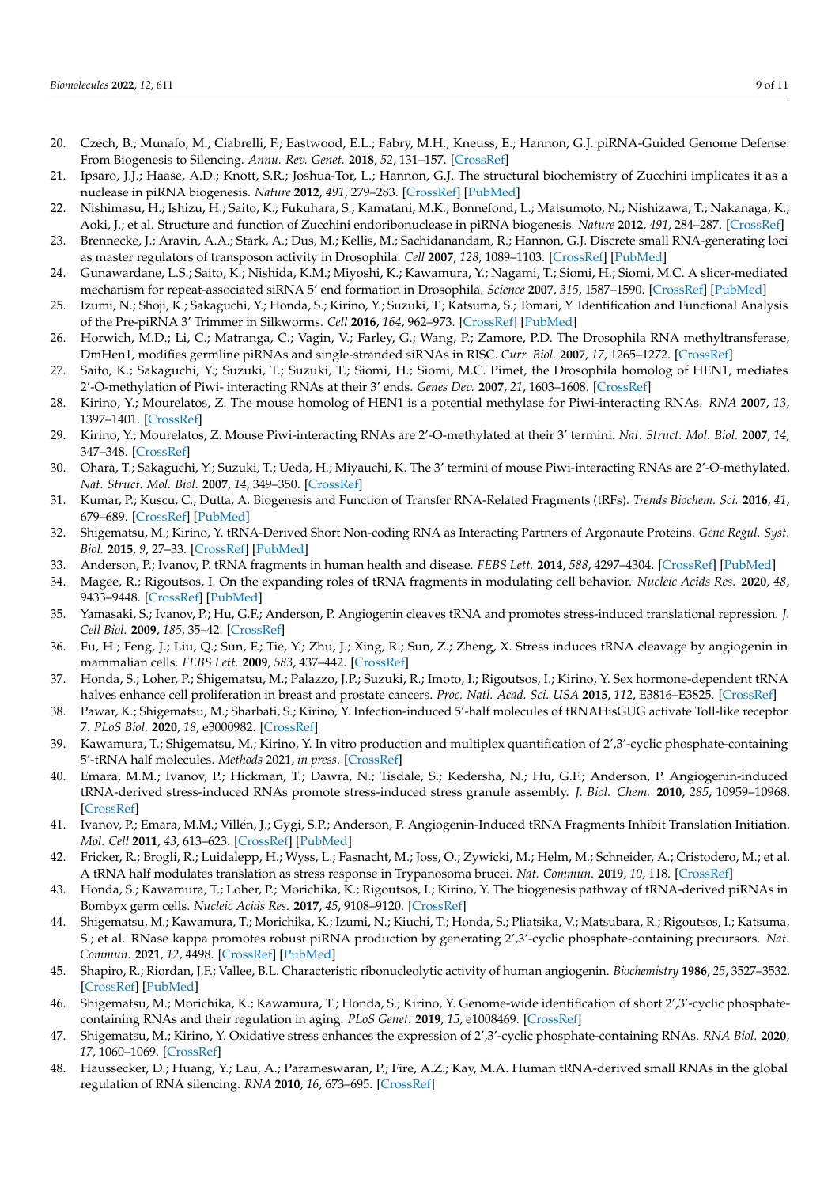20. Czech, B.; Munafo, M.; Ciabrelli, F.; Eastwood, E.L.; Fabry, M.H.; Kneuss, E.; Hannon, G.J. piRNA-Guided Genome Defense: From Biogenesis to Silencing. *Annu. Rev. Genet.* **2018**, *52*, 131–157. [CrossRef]
21. Ipsaro, J.J.; Haase, A.D.; Knott, S.R.; Joshua-Tor, L.; Hannon, G.J. The structural biochemistry of Zucchini implicates it as a nuclease in piRNA biogenesis. *Nature* **2012**, *491*, 279–283. [CrossRef] [PubMed]
22. Nishimasu, H.; Ishizu, H.; Saito, K.; Fukuhara, S.; Kamatani, M.K.; Bonnefond, L.; Matsumoto, N.; Nishizawa, T.; Nakanaga, K.; Aoki, J.; et al. Structure and function of Zucchini endoribonuclease in piRNA biogenesis. *Nature* **2012**, *491*, 284–287. [CrossRef]
23. Brennecke, J.; Aravin, A.A.; Stark, A.; Dus, M.; Kellis, M.; Sachidanandam, R.; Hannon, G.J. Discrete small RNA-generating loci as master regulators of transposon activity in Drosophila. *Cell* **2007**, *128*, 1089–1103. [CrossRef] [PubMed]
24. Gunawardane, L.S.; Saito, K.; Nishida, K.M.; Miyoshi, K.; Kawamura, Y.; Nagami, T.; Siomi, H.; Siomi, M.C. A slicer-mediated mechanism for repeat-associated siRNA 5′ end formation in Drosophila. *Science* **2007**, *315*, 1587–1590. [CrossRef] [PubMed]
25. Izumi, N.; Shoji, K.; Sakaguchi, Y.; Honda, S.; Kirino, Y.; Suzuki, T.; Katsuma, S.; Tomari, Y. Identification and Functional Analysis of the Pre-piRNA 3′ Trimmer in Silkworms. *Cell* **2016**, *164*, 962–973. [CrossRef] [PubMed]
26. Horwich, M.D.; Li, C.; Matranga, C.; Vagin, V.; Farley, G.; Wang, P.; Zamore, P.D. The Drosophila RNA methyltransferase, DmHen1, modifies germline piRNAs and single-stranded siRNAs in RISC. *Curr. Biol.* **2007**, *17*, 1265–1272. [CrossRef]
27. Saito, K.; Sakaguchi, Y.; Suzuki, T.; Suzuki, T.; Siomi, H.; Siomi, M.C. Pimet, the Drosophila homolog of HEN1, mediates 2′-O-methylation of Piwi- interacting RNAs at their 3′ ends. *Genes Dev.* **2007**, *21*, 1603–1608. [CrossRef]
28. Kirino, Y.; Mourelatos, Z. The mouse homolog of HEN1 is a potential methylase for Piwi-interacting RNAs. *RNA* **2007**, *13*, 1397–1401. [CrossRef]
29. Kirino, Y.; Mourelatos, Z. Mouse Piwi-interacting RNAs are 2′-O-methylated at their 3′ termini. *Nat. Struct. Mol. Biol.* **2007**, *14*, 347–348. [CrossRef]
30. Ohara, T.; Sakaguchi, Y.; Suzuki, T.; Ueda, H.; Miyauchi, K. The 3′ termini of mouse Piwi-interacting RNAs are 2′-O-methylated. *Nat. Struct. Mol. Biol.* **2007**, *14*, 349–350. [CrossRef]
31. Kumar, P.; Kuscu, C.; Dutta, A. Biogenesis and Function of Transfer RNA-Related Fragments (tRFs). *Trends Biochem. Sci.* **2016**, *41*, 679–689. [CrossRef] [PubMed]
32. Shigematsu, M.; Kirino, Y. tRNA-Derived Short Non-coding RNA as Interacting Partners of Argonaute Proteins. *Gene Regul. Syst. Biol.* **2015**, *9*, 27–33. [CrossRef] [PubMed]
33. Anderson, P.; Ivanov, P. tRNA fragments in human health and disease. *FEBS Lett.* **2014**, *588*, 4297–4304. [CrossRef] [PubMed]
34. Magee, R.; Rigoutsos, I. On the expanding roles of tRNA fragments in modulating cell behavior. *Nucleic Acids Res.* **2020**, *48*, 9433–9448. [CrossRef] [PubMed]
35. Yamasaki, S.; Ivanov, P.; Hu, G.F.; Anderson, P. Angiogenin cleaves tRNA and promotes stress-induced translational repression. *J. Cell Biol.* **2009**, *185*, 35–42. [CrossRef]
36. Fu, H.; Feng, J.; Liu, Q.; Sun, F.; Tie, Y.; Zhu, J.; Xing, R.; Sun, Z.; Zheng, X. Stress induces tRNA cleavage by angiogenin in mammalian cells. *FEBS Lett.* **2009**, *583*, 437–442. [CrossRef]
37. Honda, S.; Loher, P.; Shigematsu, M.; Palazzo, J.P.; Suzuki, R.; Imoto, I.; Rigoutsos, I.; Kirino, Y. Sex hormone-dependent tRNA halves enhance cell proliferation in breast and prostate cancers. *Proc. Natl. Acad. Sci. USA* **2015**, *112*, E3816–E3825. [CrossRef]
38. Pawar, K.; Shigematsu, M.; Sharbati, S.; Kirino, Y. Infection-induced 5′-half molecules of tRNAHisGUG activate Toll-like receptor 7. *PLoS Biol.* **2020**, *18*, e3000982. [CrossRef]
39. Kawamura, T.; Shigematsu, M.; Kirino, Y. In vitro production and multiplex quantification of 2′,3′-cyclic phosphate-containing 5′-tRNA half molecules. *Methods* 2021, *in press*. [CrossRef]
40. Emara, M.M.; Ivanov, P.; Hickman, T.; Dawra, N.; Tisdale, S.; Kedersha, N.; Hu, G.F.; Anderson, P. Angiogenin-induced tRNA-derived stress-induced RNAs promote stress-induced stress granule assembly. *J. Biol. Chem.* **2010**, *285*, 10959–10968. [CrossRef]
41. Ivanov, P.; Emara, M.M.; Villén, J.; Gygi, S.P.; Anderson, P. Angiogenin-Induced tRNA Fragments Inhibit Translation Initiation. *Mol. Cell* **2011**, *43*, 613–623. [CrossRef] [PubMed]
42. Fricker, R.; Brogli, R.; Luidalepp, H.; Wyss, L.; Fasnacht, M.; Joss, O.; Zywicki, M.; Helm, M.; Schneider, A.; Cristodero, M.; et al. A tRNA half modulates translation as stress response in Trypanosoma brucei. *Nat. Commun.* **2019**, *10*, 118. [CrossRef]
43. Honda, S.; Kawamura, T.; Loher, P.; Morichika, K.; Rigoutsos, I.; Kirino, Y. The biogenesis pathway of tRNA-derived piRNAs in Bombyx germ cells. *Nucleic Acids Res.* **2017**, *45*, 9108–9120. [CrossRef]
44. Shigematsu, M.; Kawamura, T.; Morichika, K.; Izumi, N.; Kiuchi, T.; Honda, S.; Pliatsika, V.; Matsubara, R.; Rigoutsos, I.; Katsuma, S.; et al. RNase kappa promotes robust piRNA production by generating 2′,3′-cyclic phosphate-containing precursors. *Nat. Commun.* **2021**, *12*, 4498. [CrossRef] [PubMed]
45. Shapiro, R.; Riordan, J.F.; Vallee, B.L. Characteristic ribonucleolytic activity of human angiogenin. *Biochemistry* **1986**, *25*, 3527–3532. [CrossRef] [PubMed]
46. Shigematsu, M.; Morichika, K.; Kawamura, T.; Honda, S.; Kirino, Y. Genome-wide identification of short 2′,3′-cyclic phosphate-containing RNAs and their regulation in aging. *PLoS Genet.* **2019**, *15*, e1008469. [CrossRef]
47. Shigematsu, M.; Kirino, Y. Oxidative stress enhances the expression of 2′,3′-cyclic phosphate-containing RNAs. *RNA Biol.* **2020**, *17*, 1060–1069. [CrossRef]
48. Haussecker, D.; Huang, Y.; Lau, A.; Parameswaran, P.; Fire, A.Z.; Kay, M.A. Human tRNA-derived small RNAs in the global regulation of RNA silencing. *RNA* **2010**, *16*, 673–695. [CrossRef]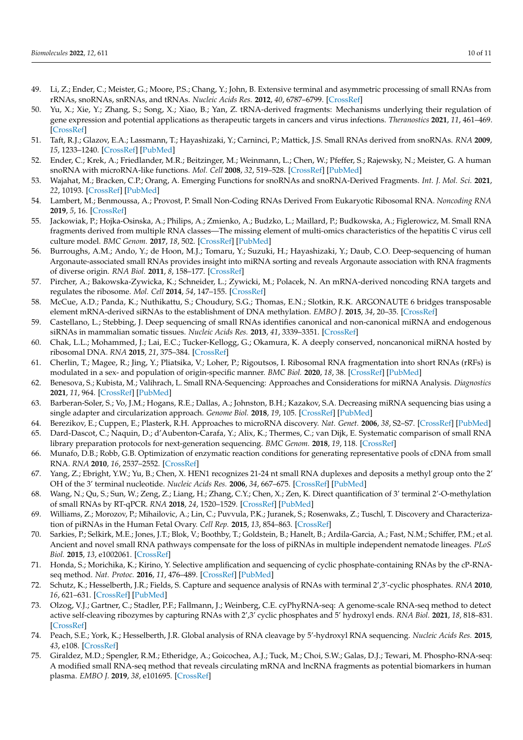49. Li, Z.; Ender, C.; Meister, G.; Moore, P.S.; Chang, Y.; John, B. Extensive terminal and asymmetric processing of small RNAs from rRNAs, snoRNAs, snRNAs, and tRNAs. *Nucleic Acids Res.* **2012**, *40*, 6787–6799. [CrossRef]
50. Yu, X.; Xie, Y.; Zhang, S.; Song, X.; Xiao, B.; Yan, Z. tRNA-derived fragments: Mechanisms underlying their regulation of gene expression and potential applications as therapeutic targets in cancers and virus infections. *Theranostics* **2021**, *11*, 461–469. [CrossRef]
51. Taft, R.J.; Glazov, E.A.; Lassmann, T.; Hayashizaki, Y.; Carninci, P.; Mattick, J.S. Small RNAs derived from snoRNAs. *RNA* **2009**, *15*, 1233–1240. [CrossRef] [PubMed]
52. Ender, C.; Krek, A.; Friedlander, M.R.; Beitzinger, M.; Weinmann, L.; Chen, W.; Pfeffer, S.; Rajewsky, N.; Meister, G. A human snoRNA with microRNA-like functions. *Mol. Cell* **2008**, *32*, 519–528. [CrossRef] [PubMed]
53. Wajahat, M.; Bracken, C.P.; Orang, A. Emerging Functions for snoRNAs and snoRNA-Derived Fragments. *Int. J. Mol. Sci.* **2021**, *22*, 10193. [CrossRef] [PubMed]
54. Lambert, M.; Benmoussa, A.; Provost, P. Small Non-Coding RNAs Derived From Eukaryotic Ribosomal RNA. *Noncoding RNA* **2019**, *5*, 16. [CrossRef]
55. Jackowiak, P.; Hojka-Osinska, A.; Philips, A.; Zmienko, A.; Budzko, L.; Maillard, P.; Budkowska, A.; Figlerowicz, M. Small RNA fragments derived from multiple RNA classes—The missing element of multi-omics characteristics of the hepatitis C virus cell culture model. *BMC Genom.* **2017**, *18*, 502. [CrossRef] [PubMed]
56. Burroughs, A.M.; Ando, Y.; de Hoon, M.J.; Tomaru, Y.; Suzuki, H.; Hayashizaki, Y.; Daub, C.O. Deep-sequencing of human Argonaute-associated small RNAs provides insight into miRNA sorting and reveals Argonaute association with RNA fragments of diverse origin. *RNA Biol.* **2011**, *8*, 158–177. [CrossRef]
57. Pircher, A.; Bakowska-Zywicka, K.; Schneider, L.; Zywicki, M.; Polacek, N. An mRNA-derived noncoding RNA targets and regulates the ribosome. *Mol. Cell* **2014**, *54*, 147–155. [CrossRef]
58. McCue, A.D.; Panda, K.; Nuthikattu, S.; Choudury, S.G.; Thomas, E.N.; Slotkin, R.K. ARGONAUTE 6 bridges transposable element mRNA-derived siRNAs to the establishment of DNA methylation. *EMBO J.* **2015**, *34*, 20–35. [CrossRef]
59. Castellano, L.; Stebbing, J. Deep sequencing of small RNAs identifies canonical and non-canonical miRNA and endogenous siRNAs in mammalian somatic tissues. *Nucleic Acids Res.* **2013**, *41*, 3339–3351. [CrossRef]
60. Chak, L.L.; Mohammed, J.; Lai, E.C.; Tucker-Kellogg, G.; Okamura, K. A deeply conserved, noncanonical miRNA hosted by ribosomal DNA. *RNA* **2015**, *21*, 375–384. [CrossRef]
61. Cherlin, T.; Magee, R.; Jing, Y.; Pliatsika, V.; Loher, P.; Rigoutsos, I. Ribosomal RNA fragmentation into short RNAs (rRFs) is modulated in a sex- and population of origin-specific manner. *BMC Biol.* **2020**, *18*, 38. [CrossRef] [PubMed]
62. Benesova, S.; Kubista, M.; Valihrach, L. Small RNA-Sequencing: Approaches and Considerations for miRNA Analysis. *Diagnostics* **2021**, *11*, 964. [CrossRef] [PubMed]
63. Barberan-Soler, S.; Vo, J.M.; Hogans, R.E.; Dallas, A.; Johnston, B.H.; Kazakov, S.A. Decreasing miRNA sequencing bias using a single adapter and circularization approach. *Genome Biol.* **2018**, *19*, 105. [CrossRef] [PubMed]
64. Berezikov, E.; Cuppen, E.; Plasterk, R.H. Approaches to microRNA discovery. *Nat. Genet.* **2006**, *38*, S2–S7. [CrossRef] [PubMed]
65. Dard-Dascot, C.; Naquin, D.; d'Aubenton-Carafa, Y.; Alix, K.; Thermes, C.; van Dijk, E. Systematic comparison of small RNA library preparation protocols for next-generation sequencing. *BMC Genom.* **2018**, *19*, 118. [CrossRef]
66. Munafo, D.B.; Robb, G.B. Optimization of enzymatic reaction conditions for generating representative pools of cDNA from small RNA. *RNA* **2010**, *16*, 2537–2552. [CrossRef]
67. Yang, Z.; Ebright, Y.W.; Yu, B.; Chen, X. HEN1 recognizes 21-24 nt small RNA duplexes and deposits a methyl group onto the 2' OH of the 3' terminal nucleotide. *Nucleic Acids Res.* **2006**, *34*, 667–675. [CrossRef] [PubMed]
68. Wang, N.; Qu, S.; Sun, W.; Zeng, Z.; Liang, H.; Zhang, C.Y.; Chen, X.; Zen, K. Direct quantification of 3' terminal 2'-O-methylation of small RNAs by RT-qPCR. *RNA* **2018**, *24*, 1520–1529. [CrossRef] [PubMed]
69. Williams, Z.; Morozov, P.; Mihailovic, A.; Lin, C.; Puvvula, P.K.; Juranek, S.; Rosenwaks, Z.; Tuschl, T. Discovery and Characterization of piRNAs in the Human Fetal Ovary. *Cell Rep.* **2015**, *13*, 854–863. [CrossRef]
70. Sarkies, P.; Selkirk, M.E.; Jones, J.T.; Blok, V.; Boothby, T.; Goldstein, B.; Hanelt, B.; Ardila-Garcia, A.; Fast, N.M.; Schiffer, P.M.; et al. Ancient and novel small RNA pathways compensate for the loss of piRNAs in multiple independent nematode lineages. *PLoS Biol.* **2015**, *13*, e1002061. [CrossRef]
71. Honda, S.; Morichika, K.; Kirino, Y. Selective amplification and sequencing of cyclic phosphate-containing RNAs by the cP-RNA-seq method. *Nat. Protoc.* **2016**, *11*, 476–489. [CrossRef] [PubMed]
72. Schutz, K.; Hesselberth, J.R.; Fields, S. Capture and sequence analysis of RNAs with terminal 2',3'-cyclic phosphates. *RNA* **2010**, *16*, 621–631. [CrossRef] [PubMed]
73. Olzog, V.J.; Gartner, C.; Stadler, P.F.; Fallmann, J.; Weinberg, C.E. cyPhyRNA-seq: A genome-scale RNA-seq method to detect active self-cleaving ribozymes by capturing RNAs with 2',3' cyclic phosphates and 5' hydroxyl ends. *RNA Biol.* **2021**, *18*, 818–831. [CrossRef]
74. Peach, S.E.; York, K.; Hesselberth, J.R. Global analysis of RNA cleavage by 5'-hydroxyl RNA sequencing. *Nucleic Acids Res.* **2015**, *43*, e108. [CrossRef]
75. Giraldez, M.D.; Spengler, R.M.; Etheridge, A.; Goicochea, A.J.; Tuck, M.; Choi, S.W.; Galas, D.J.; Tewari, M. Phospho-RNA-seq: A modified small RNA-seq method that reveals circulating mRNA and lncRNA fragments as potential biomarkers in human plasma. *EMBO J.* **2019**, *38*, e101695. [CrossRef]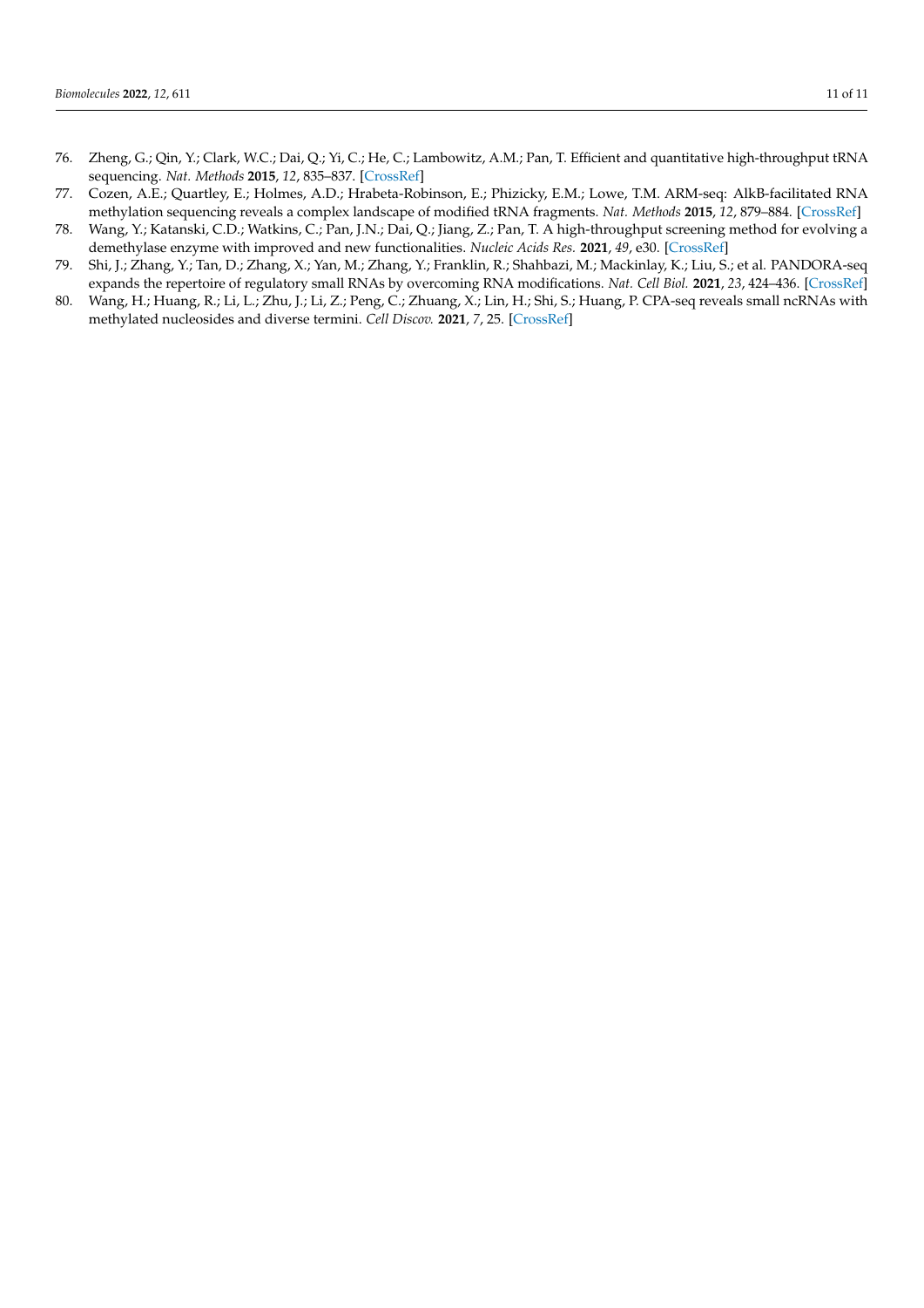76. Zheng, G.; Qin, Y.; Clark, W.C.; Dai, Q.; Yi, C.; He, C.; Lambowitz, A.M.; Pan, T. Efficient and quantitative high-throughput tRNA sequencing. *Nat. Methods* **2015**, *12*, 835–837. [CrossRef]
77. Cozen, A.E.; Quartley, E.; Holmes, A.D.; Hrabeta-Robinson, E.; Phizicky, E.M.; Lowe, T.M. ARM-seq: AlkB-facilitated RNA methylation sequencing reveals a complex landscape of modified tRNA fragments. *Nat. Methods* **2015**, *12*, 879–884. [CrossRef]
78. Wang, Y.; Katanski, C.D.; Watkins, C.; Pan, J.N.; Dai, Q.; Jiang, Z.; Pan, T. A high-throughput screening method for evolving a demethylase enzyme with improved and new functionalities. *Nucleic Acids Res.* **2021**, *49*, e30. [CrossRef]
79. Shi, J.; Zhang, Y.; Tan, D.; Zhang, X.; Yan, M.; Zhang, Y.; Franklin, R.; Shahbazi, M.; Mackinlay, K.; Liu, S.; et al. PANDORA-seq expands the repertoire of regulatory small RNAs by overcoming RNA modifications. *Nat. Cell Biol.* **2021**, *23*, 424–436. [CrossRef]
80. Wang, H.; Huang, R.; Li, L.; Zhu, J.; Li, Z.; Peng, C.; Zhuang, X.; Lin, H.; Shi, S.; Huang, P. CPA-seq reveals small ncRNAs with methylated nucleosides and diverse termini. *Cell Discov.* **2021**, *7*, 25. [CrossRef]